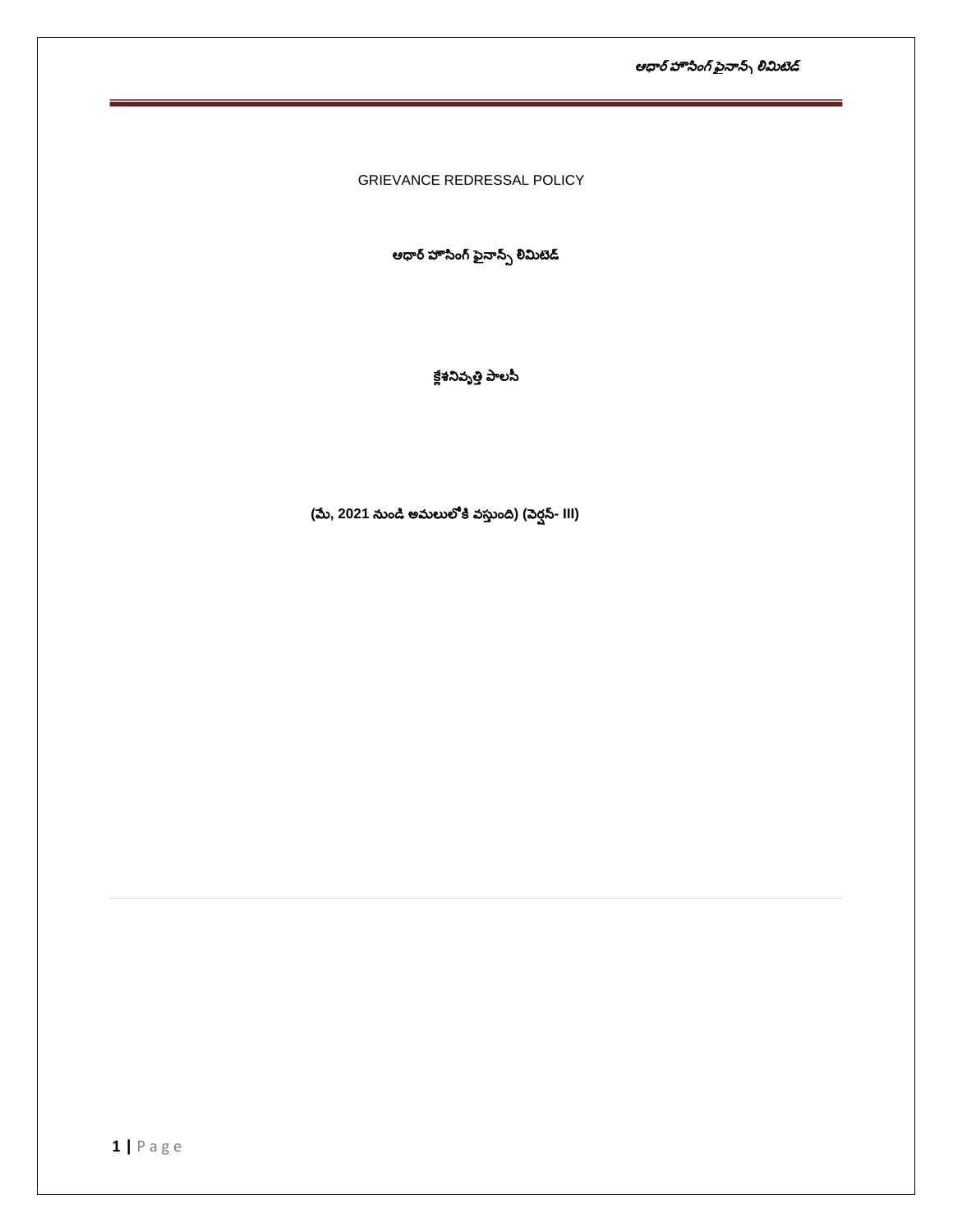GRIEVANCE REDRESSAL POLICY

**ఆధార్ హౌసింగ్ ఫైనాన్స్ లిమిటెడ్**

**క్లేశనివృత్తి పాలసీ**

**(మే, 2021 నుండి అమలులోకి వస్తుంది) (వెర్షన్- III)**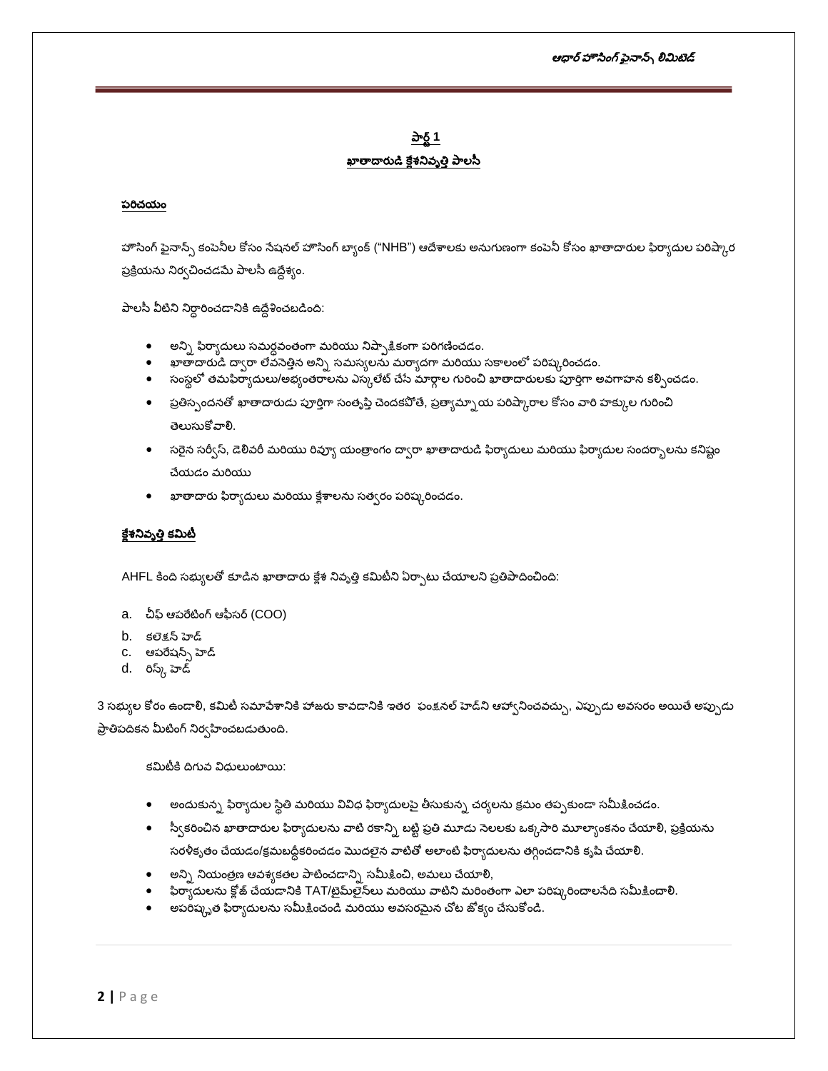## పార్ట్ 1

## ఖాతాదారుడి క్లేశనివృత్తి పాలసీ

### పరిచయం

హౌసింగ్ ఫైనాన్స్ కంపెనీల కోసం నేషనల్ హౌసింగ్ బ్యాంక్ ("NHB") ఆదేశాలకు అనుగుణంగా కంపెనీ కోసం ఖాతాదారుల ఫిర్యాదుల పరిష్కార ప్రక్రియను నిర్వచించడమే పాలసీ ఉద్దేశ్యం.

పాలసీ వీటిని నిర్ధారించడానికి ఉద్దేశించబడింది:

- అన్ని ఫిర్యాదులు సమర్థవంతంగా మరియు నిష్పాక్షికంగా పరిగణించడం.
- ఖాతాదారుడి ద్వారా లేవనెత్తిన అన్ని సమస్యలను మర్యాదగా మరియు సకాలంలో పరిష్కరించడం.
- సంస్థలో తమఫిర్యాదులు/అభ్యంతరాలను ఎస్కలేట్ చేసే మార్గాల గురించి ఖాతాదారులకు పూర్తిగా అవగాహన కల్పించడం.
- ప్రతిస్పందనతో ఖాతాదారుడు పూర్తిగా సంతృప్తి చెందకపోతే, ప్రత్యామ్నాయ పరిష్కారాల కోసం వారి హక్కుల గురించి తెలుసుకోవాలి.
- సరైన సర్వీస్, డెలివరీ మరియు రివ్యూ యంత్రాంగం ద్వారా ఖాతాదారుడి ఫిర్యాదులు మరియు ఫిర్యాదుల సందర్భాలను కనిష్టం చేయడం మరియు
- ఖాతాదారు ఫిర్యాదులు మరియు క్లేశాలను సత్వరం పరిష్కరించడం.

### క్లేశనివృత్తి కమిటీ

AHFL కింది సభ్యులతో కూడిన ఖాతాదారు క్లేశ నివృత్తి కమిటీని ఏర్పాటు చేయాలని ప్రతిపాదించింది:

a. చీఫ్ ఆపరేటింగ్ ఆఫీసర్ (COO)
b. కలెక్షన్ హెడ్
c. ఆపరేషన్స్ హెడ్
d. రిస్క్ హెడ్

3 సభ్యుల కోరం ఉండాలి, కమిటీ సమావేశానికి హాజరు కావడానికి ఇతర ఫంక్షనల్ హెడ్‌ని ఆహ్వానించవచ్చు, ఎప్పుడు అవసరం అయితే అప్పుడు ప్రాతిపదికన మీటింగ్ నిర్వహించబడుతుంది.

కమిటీకి దిగువ విధులుంటాయి:

- అందుకున్న ఫిర్యాదుల స్థితి మరియు వివిధ ఫిర్యాదులపై తీసుకున్న చర్యలను క్రమం తప్పకుండా సమీక్షించడం.
- స్వీకరించిన ఖాతాదారుల ఫిర్యాదులను వాటి రకాన్ని బట్టి ప్రతి మూడు నెలలకు ఒక్కసారి మూల్యాంకనం చేయాలి, ప్రక్రియను సరళీకృతం చేయడం/క్రమబద్ధీకరించడం మొదలైన వాటితో అలాంటి ఫిర్యాదులను తగ్గించడానికి కృషి చేయాలి.
- అన్ని నియంత్రణ ఆవశ్యకతల పాటించడాన్ని సమీక్షించి, అమలు చేయాలి,
- ఫిర్యాదులను క్లోజ్ చేయడానికి TAT/టైమ్‌లైన్‌లు మరియు వాటిని మరింతగా ఎలా పరిష్కరించాలనేది సమీక్షించాలి.
- అపరిష్కృత ఫిర్యాదులను సమీక్షించండి మరియు అవసరమైన చోట జోక్యం చేసుకోండి.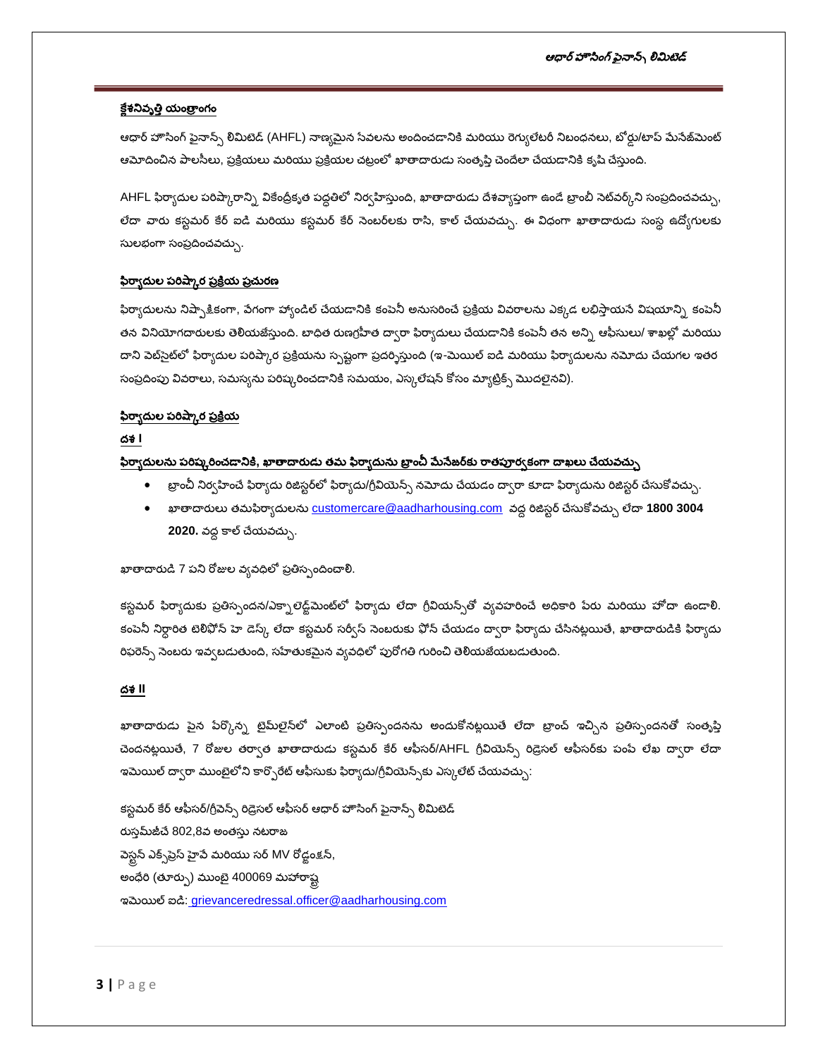## క్లేశనివృత్తి యంత్రాంగం

ఆధార్ హౌసింగ్ ఫైనాన్స్ లిమిటెడ్ (AHFL) నాణ్యమైన సేవలను అందించడానికి మరియు రెగ్యులేటరీ నిబంధనలు, బోర్డు/టాప్ మేనేజ్‌మెంట్ ఆమోదించిన పాలసీలు, ప్రక్రియలు మరియు ప్రక్రియల చట్రంలో ఖాతాదారుడు సంతృప్తి చెందేలా చేయడానికి కృషి చేస్తుంది.

AHFL ఫిర్యాదుల పరిష్కారాన్ని వికేంద్రీకృత పద్ధతిలో నిర్వహిస్తుంది, ఖాతాదారుడు దేశవ్యాప్తంగా ఉండే బ్రాంచీ నెట్‌వర్క్‌ని సంప్రదించవచ్చు, లేదా వారు కస్టమర్ కేర్ ఐడి మరియు కస్టమర్ కేర్ నెంబర్‌లకు రాసి, కాల్ చేయవచ్చు. ఈ విధంగా ఖాతాదారుడు సంస్థ ఉద్యోగులకు సులభంగా సంప్రదించవచ్చు.

## ఫిర్యాదుల పరిష్కార ప్రక్రియ ప్రచురణ

ఫిర్యాదులను నిష్పాక్షికంగా, వేగంగా హ్యాండిల్ చేయడానికి కంపెనీ అనుసరించే ప్రక్రియ వివరాలను ఎక్కడ లభిస్తాయనే విషయాన్ని కంపెనీ తన వినియోగదారులకు తెలియజేస్తుంది. బాధిత రుణగ్రహీత ద్వారా ఫిర్యాదులు చేయడానికి కంపెనీ తన అన్ని ఆఫీసులు/ శాఖల్లో మరియు దాని వెబ్‌సైట్‌లో ఫిర్యాదుల పరిష్కార ప్రక్రియను స్పష్టంగా ప్రదర్శిస్తుంది (ఇ-మెయిల్ ఐడి మరియు ఫిర్యాదులను నమోదు చేయగల ఇతర సంప్రదింపు వివరాలు, సమస్యను పరిష్కరించడానికి సమయం, ఎస్కలేషన్ కోసం మ్యాట్రిక్స్ మొదలైనవి).

## ఫిర్యాదుల పరిష్కార ప్రక్రియ

### దశ I

**ఫిర్యాదులను పరిష్కరించడానికి, ఖాతాదారుడు తమ ఫిర్యాదును బ్రాంచీ మేనేజర్‌కు రాతపూర్వకంగా దాఖలు చేయవచ్చు**

- బ్రాంచీ నిర్వహించే ఫిర్యాదు రిజిస్టర్‌లో ఫిర్యాదు/గ్రీవియెన్స్ నమోదు చేయడం ద్వారా కూడా ఫిర్యాదును రిజిస్టర్ చేసుకోవచ్చు.
- ఖాతాదారులు తమఫిర్యాదులను customercare@aadharhousing.com వద్ద రిజిస్టర్ చేసుకోవచ్చు లేదా **1800 3004 2020.** వద్ద కాల్ చేయవచ్చు.

ఖాతాదారుడి 7 పని రోజుల వ్యవధిలో ప్రతిస్పందించాలి.

కస్టమర్ ఫిర్యాదుకు ప్రతిస్పందన/ఎక్నాలెడ్జ్‌మెంట్‌లో ఫిర్యాదు లేదా గ్రీవియన్స్‌తో వ్యవహరించే అధికారి పేరు మరియు హోదా ఉండాలి. కంపెనీ నిర్ధారిత టెలిఫోన్ హెల్ప్ డెస్క్ లేదా కస్టమర్ సర్వీస్ నెంబరుకు ఫోన్ చేయడం ద్వారా ఫిర్యాదు చేసినట్లయితే, ఖాతాదారుడికి ఫిర్యాదు రిఫరెన్స్ నెంబరు ఇవ్వబడుతుంది, సహేతుకమైన వ్యవధిలో పురోగతి గురించి తెలియజేయబడుతుంది.

### దశ II

ఖాతాదారుడు పైన పేర్కొన్న టైమ్‌లైన్‌లో ఎలాంటి ప్రతిస్పందనను అందుకోనట్లయితే లేదా బ్రాంచ్ ఇచ్చిన ప్రతిస్పందనతో సంతృప్తి చెందనట్లయితే, 7 రోజుల తర్వాత ఖాతాదారుడు కస్టమర్ కేర్ ఆఫీసర్/AHFL గ్రీవియెన్స్ రిడ్రెసల్ ఆఫీసర్‌కు పంపే లేఖ ద్వారా లేదా ఇమెయిల్ ద్వారా ముంబైలోని కార్పొరేట్ ఆఫీసుకు ఫిర్యాదు/గ్రీవియెన్స్‌కు ఎస్కలేట్ చేయవచ్చు:

కస్టమర్ కేర్ ఆఫీసర్/గ్రీవెన్స్ రిడ్రెసల్ ఆఫీసర్ ఆధార్ హౌసింగ్ ఫైనాన్స్ లిమిటెడ్
రుస్తమ్‌జీచే 802,8వ అంతస్తు నటరాజ
వెస్ట్రన్ ఎక్స్‌ప్రెస్ హైవే మరియు సర్ MV రోడ్జంక్షన్,
అంధేరి (తూర్పు) ముంబై 400069 మహారాష్ట్ర
ఇమెయిల్ ఐడి: grievanceredressal.officer@aadharhousing.com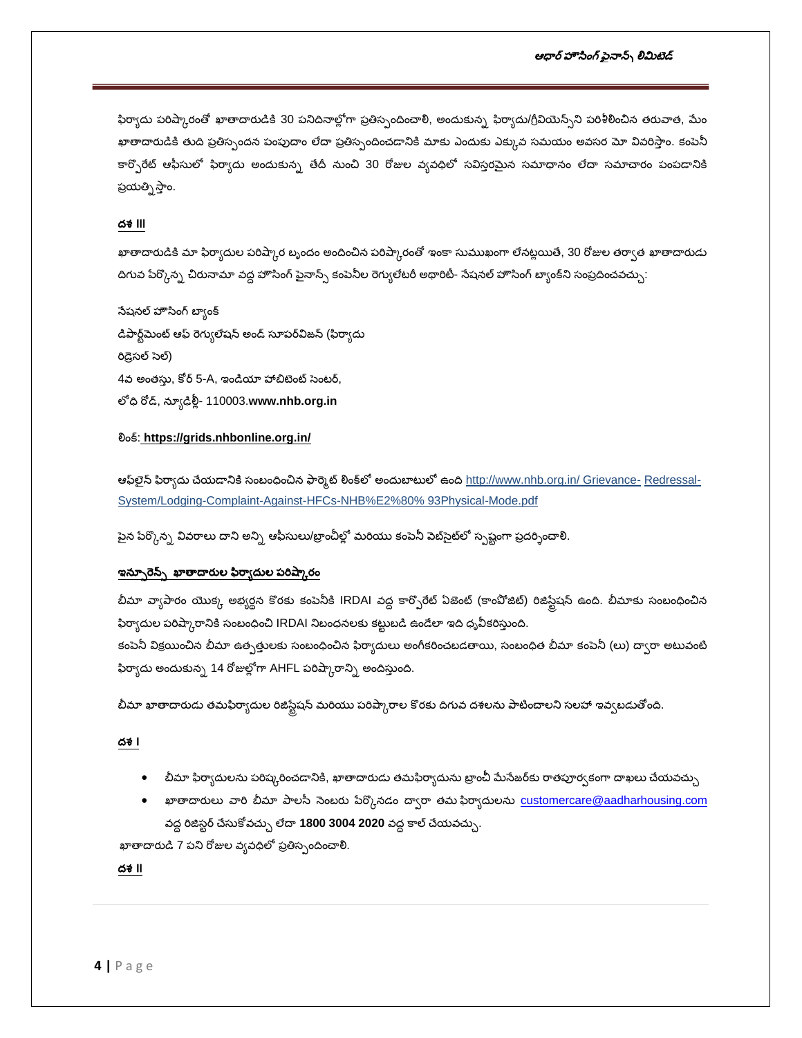ఫిర్యాదు పరిష్కారంతో ఖాతాదారుడికి 30 పనిదినాల్లోగా ప్రతిస్పందించాలి, అందుకున్న ఫిర్యాదు/గ్రీవియెన్స్‌ని పరిశీలించిన తరువాత, మేం ఖాతాదారుడికి తుది ప్రతిస్పందన పంపుదాం లేదా ప్రతిస్పందించడానికి మాకు ఎందుకు ఎక్కువ సమయం అవసర మో వివరిస్తాం. కంపెనీ కార్పొరేట్ ఆఫీసులో ఫిర్యాదు అందుకున్న తేదీ నుంచి 30 రోజుల వ్యవధిలో సవిస్తరమైన సమాధానం లేదా సమాచారం పంపడానికి ప్రయత్నిస్తాం.

**దశ III**

ఖాతాదారుడికి మా ఫిర్యాదుల పరిష్కార బృందం అందించిన పరిష్కారంతో ఇంకా సుముఖంగా లేనట్లయితే, 30 రోజుల తర్వాత ఖాతాదారుడు దిగువ పేర్కొన్న చిరునామా వద్ద హౌసింగ్ ఫైనాన్స్ కంపెనీల రెగ్యులేటరీ అథారిటీ- నేషనల్ హౌసింగ్ బ్యాంక్‌ని సంప్రదించవచ్చు:

నేషనల్ హౌసింగ్ బ్యాంక్  
డిపార్ట్‌మెంట్ ఆఫ్ రెగ్యులేషన్ అండ్ సూపర్‌విజన్ (ఫిర్యాదు  
రిడ్రెసల్ సెల్)  
4వ అంతస్తు, కోర్ 5-A, ఇండియా హాబిటెంట్ సెంటర్,  
లోధి రోడ్, న్యూఢిల్లీ- 110003.**www.nhb.org.in**

లింక్: **https://grids.nhbonline.org.in/**

ఆఫ్‌లైన్ ఫిర్యాదు చేయడానికి సంబంధించిన ఫార్మెట్ లింక్‌లో అందుబాటులో ఉంది http://www.nhb.org.in/ Grievance- Redressal-System/Lodging-Complaint-Against-HFCs-NHB%E2%80% 93Physical-Mode.pdf

పైన పేర్కొన్న వివరాలు దాని అన్ని ఆఫీసులు/బ్రాంచీల్లో మరియు కంపెనీ వెబ్‌సైట్‌లో స్పష్టంగా ప్రదర్శించాలి.

**ఇన్సూరెన్స్ ఖాతాదారుల ఫిర్యాదుల పరిష్కారం**

బీమా వ్యాపారం యొక్క అభ్యర్థన కొరకు కంపెనీకి IRDAI వద్ద కార్పొరేట్ ఏజెంట్ (కాంపోజిట్) రిజిస్ట్రేషన్ ఉంది. బీమాకు సంబంధించిన ఫిర్యాదుల పరిష్కారానికి సంబంధించి IRDAI నిబంధనలకు కట్టుబడి ఉండేలా ఇది ధృవీకరిస్తుంది.  
కంపెనీ విక్రయించిన బీమా ఉత్పత్తులకు సంబంధించిన ఫిర్యాదులు అంగీకరించబడతాయి, సంబంధిత బీమా కంపెనీ (లు) ద్వారా అటువంటి ఫిర్యాదు అందుకున్న 14 రోజుల్లోగా AHFL పరిష్కారాన్ని అందిస్తుంది.

బీమా ఖాతాదారుడు తమఫిర్యాదుల రిజిస్ట్రేషన్ మరియు పరిష్కారాల కొరకు దిగువ దశలను పాటించాలని సలహా ఇవ్వబడుతోంది.

**దశ I**

- బీమా ఫిర్యాదులను పరిష్కరించడానికి, ఖాతాదారుడు తమఫిర్యాదును బ్రాంచీ మేనేజర్‌కు రాతపూర్వకంగా దాఖలు చేయవచ్చు
- ఖాతాదారులు వారి బీమా పాలసీ నెంబరు పేర్కొనడం ద్వారా తమ ఫిర్యాదులను customercare@aadharhousing.com వద్ద రిజిస్టర్ చేసుకోవచ్చు లేదా **1800 3004 2020** వద్ద కాల్ చేయవచ్చు.

ఖాతాదారుడి 7 పని రోజుల వ్యవధిలో ప్రతిస్పందించాలి.

**దశ II**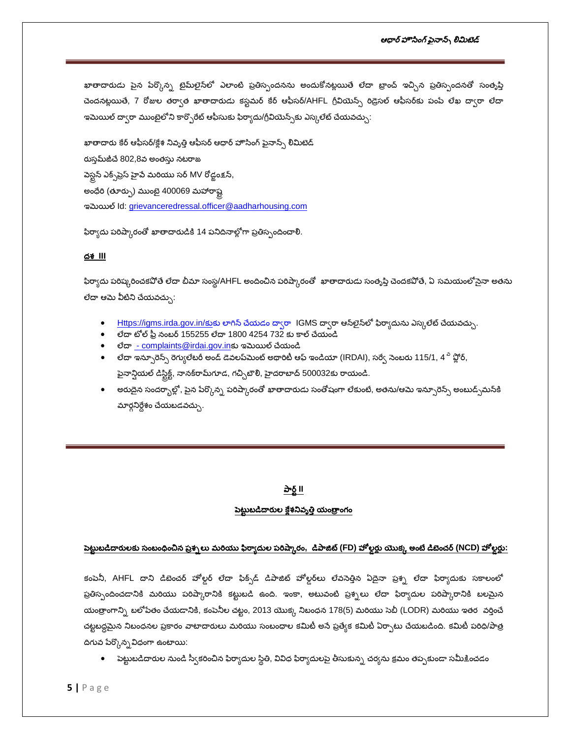ఖాతాదారుడు పైన పేర్కొన్న టైమ్‌లైన్‌లో ఎలాంటి ప్రతిస్పందనను అందుకోనట్లయితే లేదా బ్రాంచ్ ఇచ్చిన ప్రతిస్పందనతో సంతృప్తి చెందనట్లయితే, 7 రోజుల తర్వాత ఖాతాదారుడు కస్టమర్ కేర్ ఆఫీసర్/AHFL గ్రీవియెన్స్ రిడ్రెసల్ ఆఫీసర్‌కు పంపే లేఖ ద్వారా లేదా ఇమెయిల్ ద్వారా ముంబైలోని కార్పొరేట్ ఆఫీసుకు ఫిర్యాదు/గ్రీవియెన్స్‌ను ఎస్కలేట్ చేయవచ్చు:

ఖాతాదారు కేర్ ఆఫీసర్/క్లేశ నివృత్తి ఆఫీసర్ ఆధార్ హౌసింగ్ ఫైనాన్స్ లిమిటెడ్
రుస్తమ్‌జీచే 802,8వ అంతస్తు నటరాజ
వెస్ట్రన్ ఎక్స్‌ప్రెస్ హైవే మరియు సర్ MV రోడ్ జంక్షన్,
అంధేరి (తూర్పు) ముంబై 400069 మహారాష్ట్ర
ఇమెయిల్ Id: grievanceredressal.officer@aadharhousing.com

ఫిర్యాదు పరిష్కారంతో ఖాతాదారుడికి 14 పనిదినాల్లోగా ప్రతిస్పందించాలి.

**దశ III**

ఫిర్యాదు పరిష్కరించకపోతే లేదా బీమా సంస్థ/AHFL అందించిన పరిష్కారంతో ఖాతాదారుడు సంతృప్తి చెందకపోతే, ఏ సమయంలోనైనా అతను లేదా ఆమె వీటిని చేయవచ్చు:

- Https://igms.irda.gov.in/కు లాగిన్ చేయడం ద్వారా IGMS ద్వారా ఆన్‌లైన్‌లో ఫిర్యాదును ఎస్కలేట్ చేయవచ్చు.
- లేదా టోల్ ఫ్రీ నంబర్ 155255 లేదా 1800 4254 732 కు కాల్ చేయండి
- లేదా - complaints@irdai.gov.inకు ఇమెయిల్ చేయండి
- లేదా ఇన్సూరెన్స్ రెగ్యులేటరీ అండ్ డెవలప్‌మెంట్ అథారిటీ ఆఫ్ ఇండియా (IRDAI), సర్వే నెంబరు 115/1, 4వ ఫ్లోర్, ఫైనాన్షియల్ డిస్ట్రిక్ట్, నానక్‌రామ్‌గూడ, గచ్చిబౌలి, హైదరాబాద్ 500032కు రాయండి.
- అరుదైన సందర్భాల్లో, పైన పేర్కొన్న పరిష్కారంతో ఖాతాదారుడు సంతోషంగా లేకుంటే, అతను/ఆమె ఇన్సూరెన్స్ అంబుడ్స్‌మన్‌కి మార్గనిర్దేశం చేయబడవచ్చు.

## పార్ట్ II

## పెట్టుబడిదారుల క్లేశనివృత్తి యంత్రాంగం

**పెట్టుబడిదారులకు సంబంధించిన ప్రశ్నలు మరియు ఫిర్యాదుల పరిష్కారం, డిపాజిట్ (FD) హోల్డర్లు యొక్క అంటే డిబెంచర్ (NCD) హోల్డర్లు:**

కంపెనీ, AHFL దాని డిబెంచర్ హోల్డర్ లేదా ఫిక్స్‌డ్ డిపాజిట్ హోల్డర్‌లు లేవనెత్తిన ఏదైనా ప్రశ్న లేదా ఫిర్యాదుకు సకాలంలో ప్రతిస్పందించడానికి మరియు పరిష్కారానికి కట్టుబడి ఉంది. ఇంకా, అటువంటి ప్రశ్నలు లేదా ఫిర్యాదుల పరిష్కారానికి బలమైన యంత్రాంగాన్ని బలోపేతం చేయడానికి, కంపెనీల చట్టం, 2013 యొక్క నిబంధన 178(5) మరియు సెబీ (LODR) మరియు ఇతర వర్తించే చట్టబద్ధమైన నిబంధనల ప్రకారం వాటాదారులు మరియు సంబంధాల కమిటీ అనే ప్రత్యేక కమిటీ ఏర్పాటు చేయబడింది. కమిటీ పరిధి/పాత్ర దిగువ పేర్కొన్నవిధంగా ఉంటాయి:

- పెట్టుబడిదారుల నుండి స్వీకరించిన ఫిర్యాదుల స్థితి, వివిధ ఫిర్యాదులపై తీసుకున్న చర్యను క్రమం తప్పకుండా సమీక్షించడం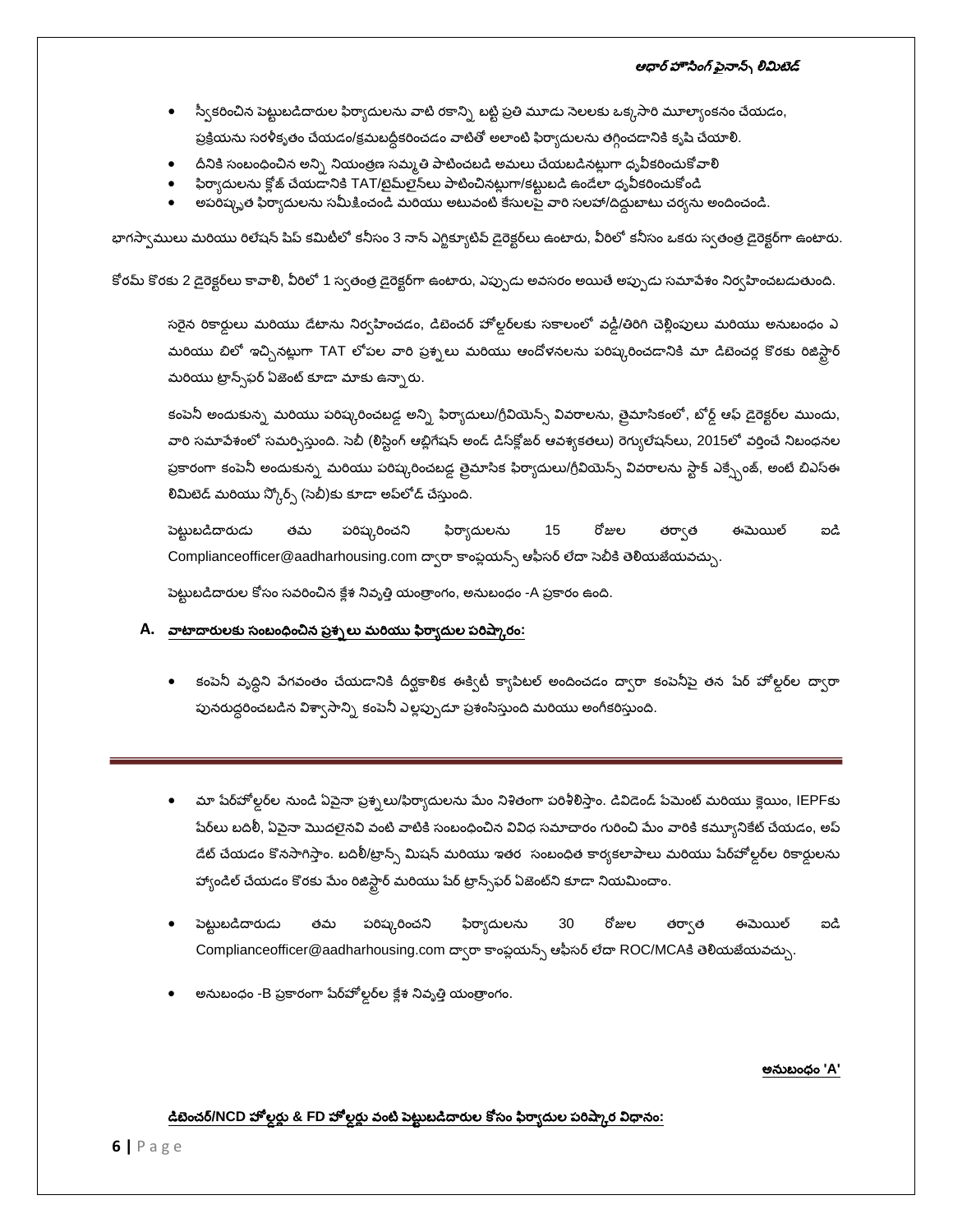- స్వీకరించిన పెట్టుబడిదారుల ఫిర్యాదులను వాటి రకాన్ని బట్టి ప్రతి మూడు నెలలకు ఒక్కసారి మూల్యాంకనం చేయడం, ప్రక్రియను సరళీకృతం చేయడం/క్రమబద్ధీకరించడం వాటితో అలాంటి ఫిర్యాదులను తగ్గించడానికి కృషి చేయాలి.
- దీనికి సంబంధించిన అన్ని నియంత్రణ సమ్మతి పాటించబడి అమలు చేయబడినట్లుగా ధృవీకరించుకోవాలి
- ఫిర్యాదులను క్లోజ్ చేయడానికి TAT/టైమ్‌లైన్‌లు పాటించినట్లుగా/కట్టుబడి ఉండేలా ధృవీకరించుకోండి
- అపరిష్కృత ఫిర్యాదులను సమీక్షించండి మరియు అటువంటి కేసులపై వారి సలహా/దిద్దుబాటు చర్యను అందించండి.

భాగస్వాములు మరియు రిలేషన్ షిప్ కమిటీలో కనీసం 3 నాన్ ఎగ్జిక్యూటివ్ డైరెక్టర్‌లు ఉంటారు, వీరిలో కనీసం ఒకరు స్వతంత్ర డైరెక్టర్‌గా ఉంటారు.

కోరమ్ కొరకు 2 డైరెక్టర్‌లు కావాలి, వీరిలో 1 స్వతంత్ర డైరెక్టర్‌గా ఉంటారు, ఎప్పుడు అవసరం అయితే అప్పుడు సమావేశం నిర్వహించబడుతుంది.

సరైన రికార్డులు మరియు డేటాను నిర్వహించడం, డిబెంచర్ హోల్డర్‌లకు సకాలంలో వడ్డీ/తిరిగి చెల్లింపులు మరియు అనుబంధం ఎ మరియు బిలో ఇచ్చినట్లుగా TAT లోపల వారి ప్రశ్నలు మరియు ఆందోళనలను పరిష్కరించడానికి మా డిబెంచర్ల కొరకు రిజిస్ట్రార్ మరియు ట్రాన్స్‌ఫర్ ఏజెంట్ కూడా మాకు ఉన్నారు.

కంపెనీ అందుకున్న మరియు పరిష్కరించబడ్డ అన్ని ఫిర్యాదులు/గ్రీవియెన్స్ వివరాలను, త్రైమాసికంలో, బోర్డ్ ఆఫ్ డైరెక్టర్‌ల ముందు, వారి సమావేశంలో సమర్పిస్తుంది. సెబీ (లిస్టింగ్ ఆబ్లిగేషన్ అండ్ డిస్‌క్లోజర్ ఆవశ్యకతలు) రెగ్యులేషన్‌లు, 2015లో వర్తించే నిబంధనల ప్రకారంగా కంపెనీ అందుకున్న మరియు పరిష్కరించబడ్డ త్రైమాసిక ఫిర్యాదులు/గ్రీవియెన్స్ వివరాలను స్టాక్ ఎక్స్ఛేంజ్, అంటే బిఎస్ఈ లిమిటెడ్ మరియు స్కోర్స్ (సెబీ)కు కూడా అప్‌లోడ్ చేస్తుంది.

పెట్టుబడిదారుడు తమ పరిష్కరించని ఫిర్యాదులను 15 రోజుల తర్వాత ఈమెయిల్ ఐడి Complianceofficer@aadharhousing.com ద్వారా కాంప్లయన్స్ ఆఫీసర్ లేదా సెబీకి తెలియజేయవచ్చు.

పెట్టుబడిదారుల కోసం సవరించిన క్లేశ నివృత్తి యంత్రాంగం, అనుబంధం -A ప్రకారం ఉంది.

## A. వాటాదారులకు సంబంధించిన ప్రశ్నలు మరియు ఫిర్యాదుల పరిష్కారం:

- కంపెనీ వృద్ధిని వేగవంతం చేయడానికి దీర్ఘకాలిక ఈక్విటీ క్యాపిటల్ అందించడం ద్వారా కంపెనీపై తన షేర్ హోల్డర్‌ల ద్వారా పునరుద్ధరించబడిన విశ్వాసాన్ని కంపెనీ ఎల్లప్పుడూ ప్రశంసిస్తుంది మరియు అంగీకరిస్తుంది.

---

- మా షేర్‌హోల్డర్‌ల నుండి ఏవైనా ప్రశ్నలు/ఫిర్యాదులను మేం నిశితంగా పరిశీలిస్తాం. డివిడెండ్ పేమెంట్ మరియు క్లెయిం, IEPFకు షేర్‌లు బదిలీ, ఏవైనా మొదలైనవి వంటి వాటికి సంబంధించిన వివిధ సమాచారం గురించి మేం వారికి కమ్యూనికేట్ చేయడం, అప్‌డేట్ చేయడం కొనసాగిస్తాం. బదిలీ/ట్రాన్స్ మిషన్ మరియు ఇతర సంబంధిత కార్యకలాపాలు మరియు షేర్‌హోల్డర్‌ల రికార్డులను హ్యాండిల్ చేయడం కొరకు మేం రిజిస్ట్రార్ మరియు షేర్ ట్రాన్స్‌ఫర్ ఏజెంట్‌ని కూడా నియమించాం.
- పెట్టుబడిదారుడు తమ పరిష్కరించని ఫిర్యాదులను 30 రోజుల తర్వాత ఈమెయిల్ ఐడి Complianceofficer@aadharhousing.com ద్వారా కాంప్లయన్స్ ఆఫీసర్ లేదా ROC/MCAకి తెలియజేయవచ్చు.
- అనుబంధం -B ప్రకారంగా షేర్‌హోల్డర్‌ల క్లేశ నివృత్తి యంత్రాంగం.

**అనుబంధం 'A'**

**డిబెంచర్/NCD హోల్డర్లు & FD హోల్డర్లు వంటి పెట్టుబడిదారుల కోసం ఫిర్యాదుల పరిష్కార విధానం:**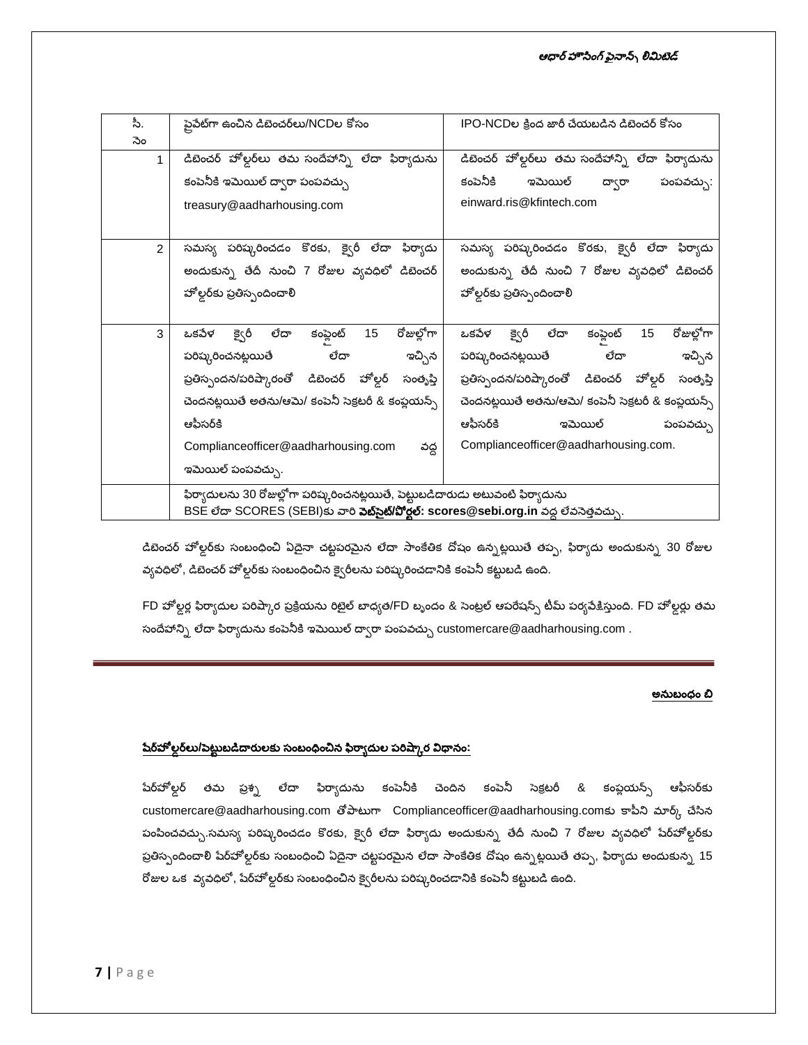| సీ. సెం | ప్రైవేట్‌గా ఉంచిన డిబెంచర్‌లు/NCDల కోసం | IPO-NCDల క్రింద జారీ చేయబడిన డిబెంచర్ కోసం |
|---|---|---|
| 1 | డిబెంచర్ హోల్డర్‌లు తమ సందేహాన్ని లేదా ఫిర్యాదును కంపెనీకి ఇమెయిల్ ద్వారా పంపవచ్చు treasury@aadharhousing.com | డిబెంచర్ హోల్డర్‌లు తమ సందేహాన్ని లేదా ఫిర్యాదును కంపెనీకి ఇమెయిల్ ద్వారా పంపవచ్చు: einward.ris@kfintech.com |
| 2 | సమస్య పరిష్కరించడం కొరకు, క్వెరీ లేదా ఫిర్యాదు అందుకున్న తేదీ నుంచి 7 రోజుల వ్యవధిలో డిబెంచర్ హోల్డర్‌కు ప్రతిస్పందించాలి | సమస్య పరిష్కరించడం కొరకు, క్వెరీ లేదా ఫిర్యాదు అందుకున్న తేదీ నుంచి 7 రోజుల వ్యవధిలో డిబెంచర్ హోల్డర్‌కు ప్రతిస్పందించాలి |
| 3 | ఒకవేళ క్వెరీ లేదా కంప్లైంట్ 15 రోజుల్లోగా పరిష్కరించనట్లయితే లేదా ఇచ్చిన ప్రతిస్పందన/పరిష్కారంతో డిబెంచర్ హోల్డర్ సంతృప్తి చెందనట్లయితే అతను/ఆమె/ కంపెనీ సెక్రటరీ & కంప్లయన్స్ ఆఫీసర్‌కి Complianceofficer@aadharhousing.com వద్ద ఇమెయిల్ పంపవచ్చు. | ఒకవేళ క్వెరీ లేదా కంప్లైంట్ 15 రోజుల్లోగా పరిష్కరించనట్లయితే లేదా ఇచ్చిన ప్రతిస్పందన/పరిష్కారంతో డిబెంచర్ హోల్డర్ సంతృప్తి చెందనట్లయితే అతను/ఆమె/ కంపెనీ సెక్రటరీ & కంప్లయన్స్ ఆఫీసర్‌కి ఇమెయిల్ పంపవచ్చు Complianceofficer@aadharhousing.com. |
| | ఫిర్యాదులను 30 రోజుల్లోగా పరిష్కరించనట్లయితే, పెట్టుబడిదారుడు అటువంటి ఫిర్యాదును BSE లేదా SCORES (SEBI)కు వారి **వెబ్‌సైట్/పోర్టల్: scores@sebi.org.in** వద్ద లేవనెత్తవచ్చు. | |

డిబెంచర్ హోల్డర్‌కు సంబంధించి ఏదైనా చట్టపరమైన లేదా సాంకేతిక దోషం ఉన్నట్లయితే తప్ప, ఫిర్యాదు అందుకున్న 30 రోజుల వ్యవధిలో, డిబెంచర్ హోల్డర్‌కు సంబంధించిన క్వెరీలను పరిష్కరించడానికి కంపెనీ కట్టుబడి ఉంది.

FD హోల్డర్ల ఫిర్యాదుల పరిష్కార ప్రక్రియను రిటైల్ బాధ్యత/FD బృందం & సెంట్రల్ ఆపరేషన్స్ టీమ్ పర్యవేక్షిస్తుంది. FD హోల్డర్లు తమ సందేహాన్ని లేదా ఫిర్యాదును కంపెనీకి ఇమెయిల్ ద్వారా పంపవచ్చు customercare@aadharhousing.com .

---

**అనుబంధం బి**

**షేర్‌హోల్డర్‌లు/పెట్టుబడిదారులకు సంబంధించిన ఫిర్యాదుల పరిష్కార విధానం:**

షేర్‌హోల్డర్ తమ ప్రశ్న లేదా ఫిర్యాదును కంపెనీకి చెందిన కంపెనీ సెక్రటరీ & కంప్లయన్స్ ఆఫీసర్‌కు customercare@aadharhousing.com తోపాటుగా Complianceofficer@aadharhousing.comకు కాపీని మార్క్ చేసిన పంపించవచ్చు.సమస్య పరిష్కరించడం కొరకు, క్వెరీ లేదా ఫిర్యాదు అందుకున్న తేదీ నుంచి 7 రోజుల వ్యవధిలో షేర్‌హోల్డర్‌కు ప్రతిస్పందించాలి షేర్‌హోల్డర్‌కు సంబంధించి ఏదైనా చట్టపరమైన లేదా సాంకేతిక దోషం ఉన్నట్లయితే తప్ప, ఫిర్యాదు అందుకున్న 15 రోజుల ఒక వ్యవధిలో, షేర్‌హోల్డర్‌కు సంబంధించిన క్వెరీలను పరిష్కరించడానికి కంపెనీ కట్టుబడి ఉంది.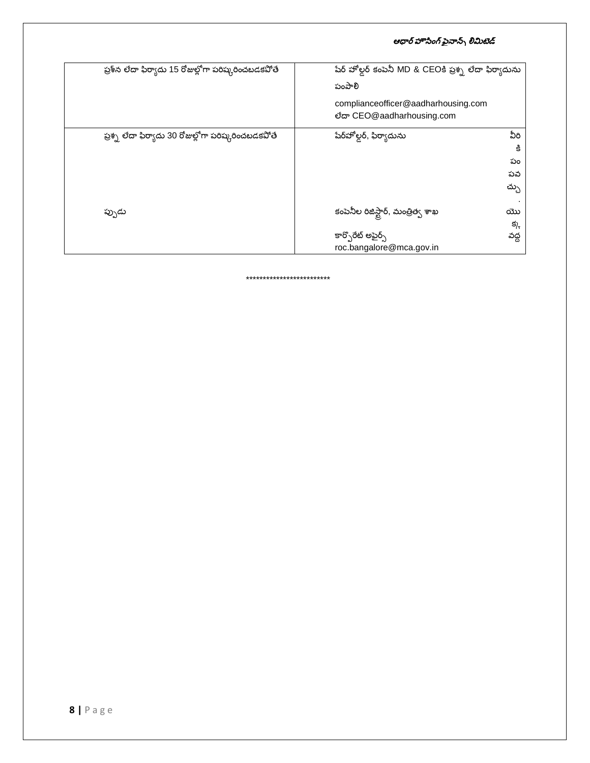| | |
|---|---|
| ప్రశ్న లేదా ఫిర్యాదు 15 రోజుల్లోగా పరిష్కరించబడకపోతే | షేర్ హోల్డర్ కంపెనీ MD & CEOకి ప్రశ్న లేదా ఫిర్యాదును పంపాలి<br>complianceofficer@aadharhousing.com<br>లేదా CEO@aadharhousing.com |
| ప్రశ్న లేదా ఫిర్యాదు 30 రోజుల్లోగా పరిష్కరించబడకపోతే<br>ప్పుడు | షేర్‌హోల్డర్, ఫిర్యాదును వీరికి పంపవచ్చు.<br>కంపెనీల రిజిస్ట్రార్, మంత్రిత్వ శాఖ యొక్క<br>కార్పొరేట్ అఫైర్స్ వద్ద<br>roc.bangalore@mca.gov.in |

*************************